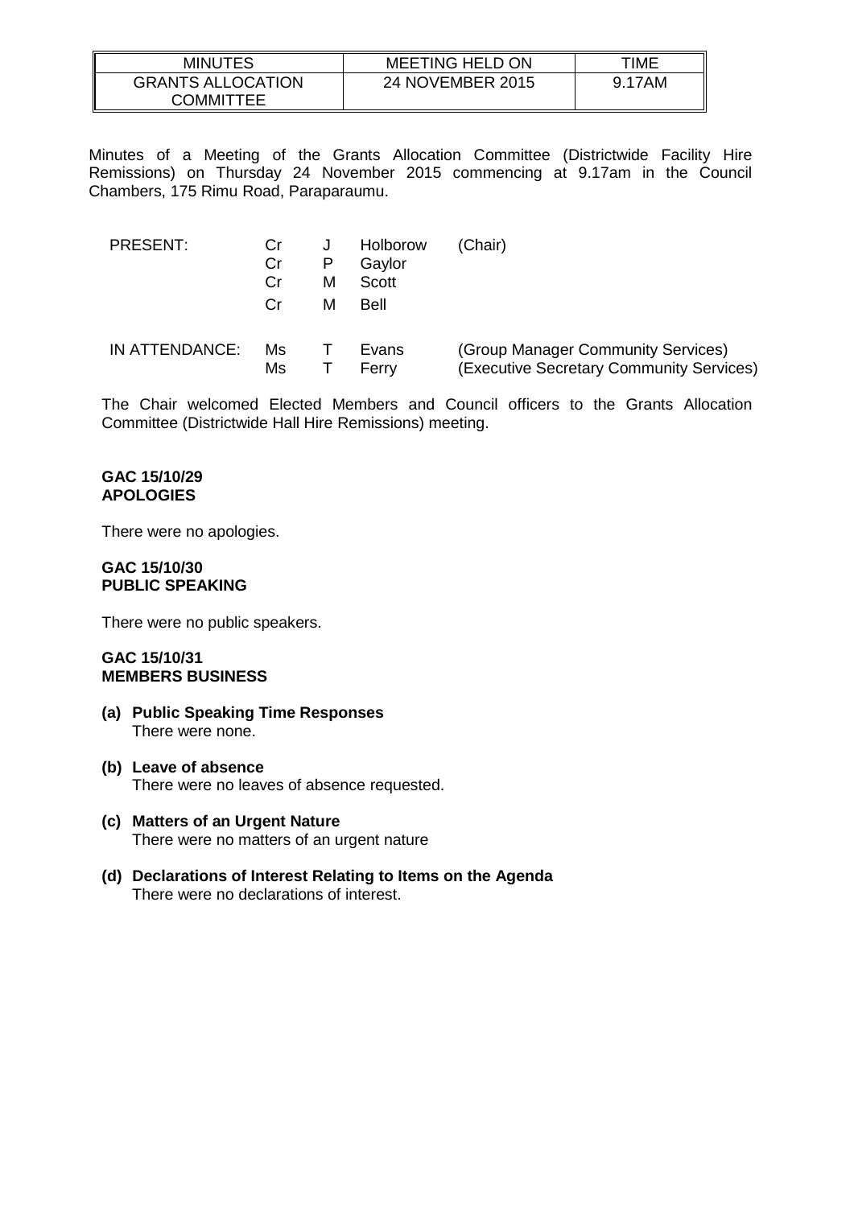| MINUTES | MEETING HELD ON | TIME |
|---|---|---|
| GRANTS ALLOCATION COMMITTEE | 24 NOVEMBER 2015 | 9.17AM |

Minutes of a Meeting of the Grants Allocation Committee (Districtwide Facility Hire Remissions) on Thursday 24 November 2015 commencing at 9.17am in the Council Chambers, 175 Rimu Road, Paraparaumu.

| | | | | |
|---|---|---|---|---|
| PRESENT: | Cr | J | Holborow | (Chair) |
| | Cr | P | Gaylor | |
| | Cr | M | Scott | |
| | Cr | M | Bell | |
| IN ATTENDANCE: | Ms | T | Evans | (Group Manager Community Services) |
| | Ms | T | Ferry | (Executive Secretary Community Services) |

The Chair welcomed Elected Members and Council officers to the Grants Allocation Committee (Districtwide Hall Hire Remissions) meeting.

**GAC 15/10/29**
**APOLOGIES**

There were no apologies.

**GAC 15/10/30**
**PUBLIC SPEAKING**

There were no public speakers.

**GAC 15/10/31**
**MEMBERS BUSINESS**

**(a) Public Speaking Time Responses**
There were none.

**(b) Leave of absence**
There were no leaves of absence requested.

**(c) Matters of an Urgent Nature**
There were no matters of an urgent nature

**(d) Declarations of Interest Relating to Items on the Agenda**
There were no declarations of interest.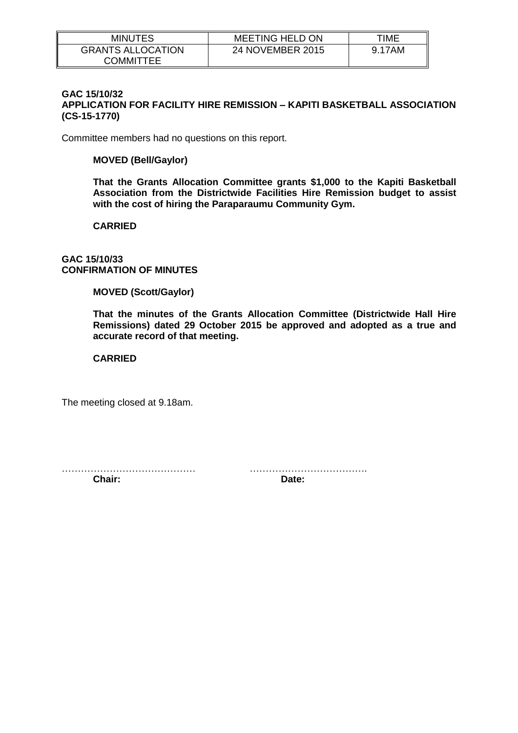| MINUTES | MEETING HELD ON | TIME |
|---|---|---|
| GRANTS ALLOCATION COMMITTEE | 24 NOVEMBER 2015 | 9.17AM |

**GAC 15/10/32**
**APPLICATION FOR FACILITY HIRE REMISSION – KAPITI BASKETBALL ASSOCIATION (CS-15-1770)**

Committee members had no questions on this report.

**MOVED (Bell/Gaylor)**

**That the Grants Allocation Committee grants $1,000 to the Kapiti Basketball Association from the Districtwide Facilities Hire Remission budget to assist with the cost of hiring the Paraparaumu Community Gym.**

**CARRIED**

**GAC 15/10/33**
**CONFIRMATION OF MINUTES**

**MOVED (Scott/Gaylor)**

**That the minutes of the Grants Allocation Committee (Districtwide Hall Hire Remissions) dated 29 October 2015 be approved and adopted as a true and accurate record of that meeting.**

**CARRIED**

The meeting closed at 9.18am.

……………………………………  ……………………………….
**Chair:**  **Date:**